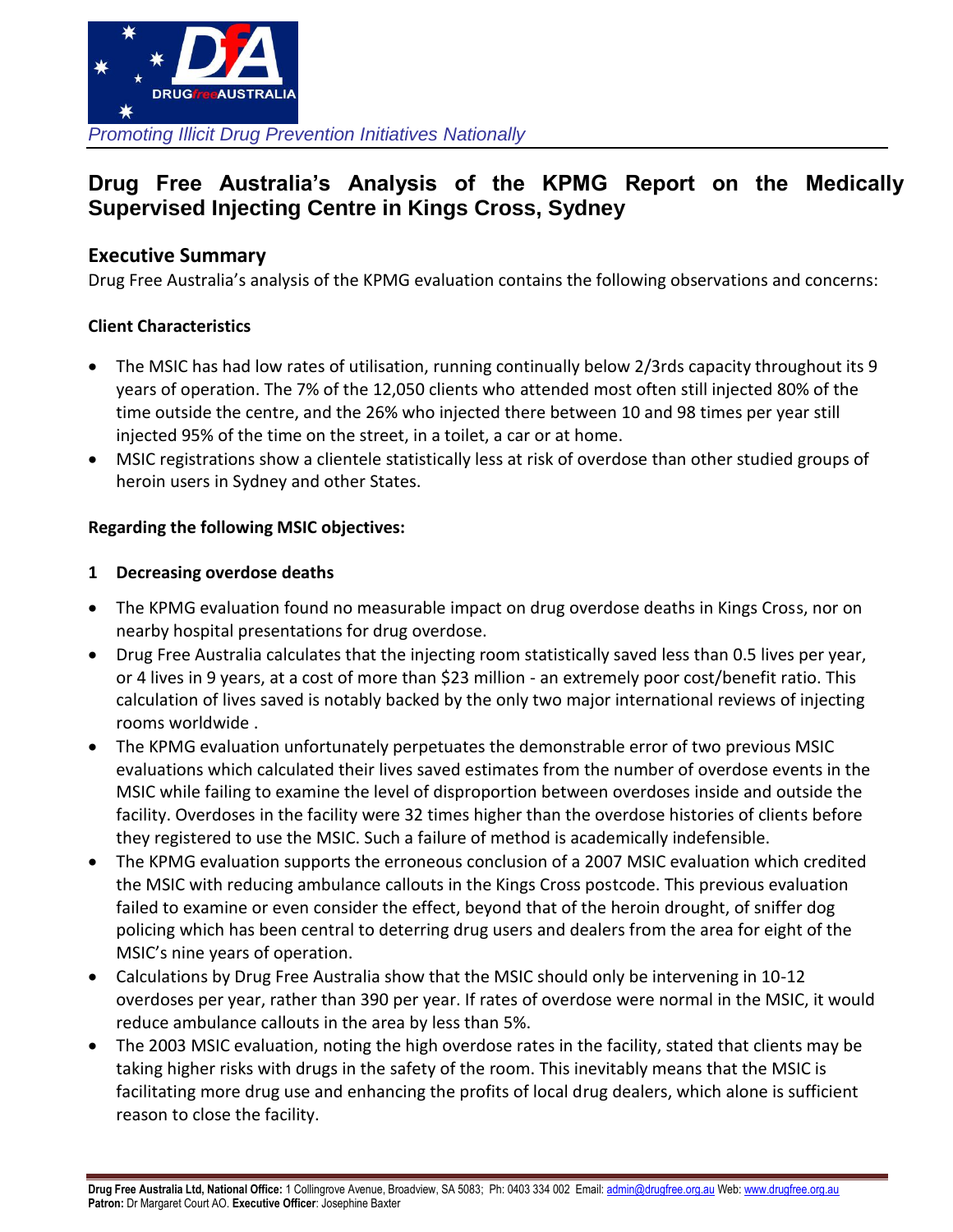*Promoting Illicit Drug Prevention Initiatives Nationally*

# Drug Free Australia's Analysis of the KPMG Report on the Medically Supervised Injecting Centre in Kings Cross, Sydney

## Executive Summary

Drug Free Australia's analysis of the KPMG evaluation contains the following observations and concerns:

### Client Characteristics

- The MSIC has had low rates of utilisation, running continually below 2/3rds capacity throughout its 9 years of operation. The 7% of the 12,050 clients who attended most often still injected 80% of the time outside the centre, and the 26% who injected there between 10 and 98 times per year still injected 95% of the time on the street, in a toilet, a car or at home.
- MSIC registrations show a clientele statistically less at risk of overdose than other studied groups of heroin users in Sydney and other States.

### Regarding the following MSIC objectives:

#### 1 Decreasing overdose deaths

- The KPMG evaluation found no measurable impact on drug overdose deaths in Kings Cross, nor on nearby hospital presentations for drug overdose.
- Drug Free Australia calculates that the injecting room statistically saved less than 0.5 lives per year, or 4 lives in 9 years, at a cost of more than $23 million - an extremely poor cost/benefit ratio. This calculation of lives saved is notably backed by the only two major international reviews of injecting rooms worldwide .
- The KPMG evaluation unfortunately perpetuates the demonstrable error of two previous MSIC evaluations which calculated their lives saved estimates from the number of overdose events in the MSIC while failing to examine the level of disproportion between overdoses inside and outside the facility. Overdoses in the facility were 32 times higher than the overdose histories of clients before they registered to use the MSIC. Such a failure of method is academically indefensible.
- The KPMG evaluation supports the erroneous conclusion of a 2007 MSIC evaluation which credited the MSIC with reducing ambulance callouts in the Kings Cross postcode. This previous evaluation failed to examine or even consider the effect, beyond that of the heroin drought, of sniffer dog policing which has been central to deterring drug users and dealers from the area for eight of the MSIC's nine years of operation.
- Calculations by Drug Free Australia show that the MSIC should only be intervening in 10-12 overdoses per year, rather than 390 per year. If rates of overdose were normal in the MSIC, it would reduce ambulance callouts in the area by less than 5%.
- The 2003 MSIC evaluation, noting the high overdose rates in the facility, stated that clients may be taking higher risks with drugs in the safety of the room. This inevitably means that the MSIC is facilitating more drug use and enhancing the profits of local drug dealers, which alone is sufficient reason to close the facility.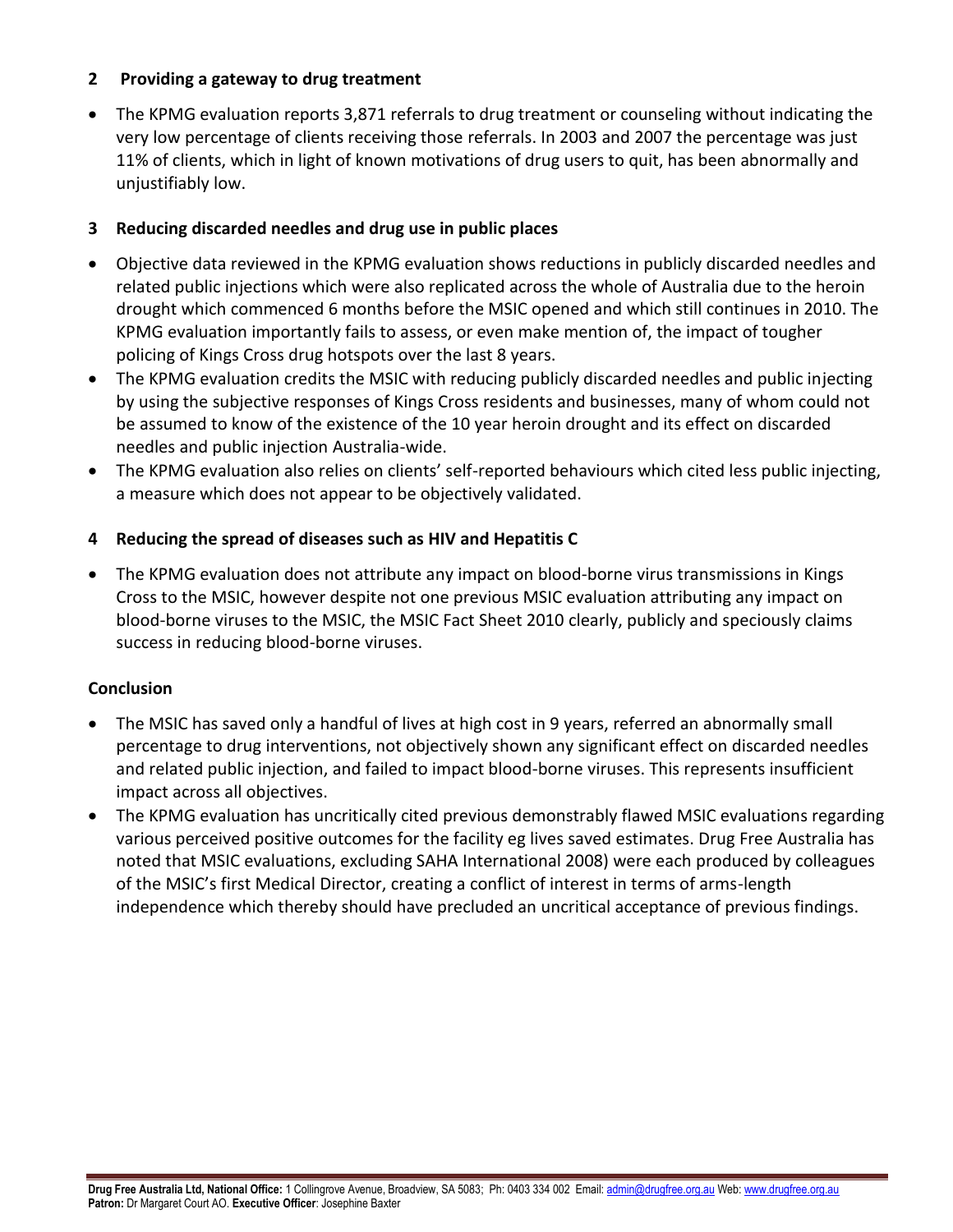## 2 Providing a gateway to drug treatment

- The KPMG evaluation reports 3,871 referrals to drug treatment or counseling without indicating the very low percentage of clients receiving those referrals. In 2003 and 2007 the percentage was just 11% of clients, which in light of known motivations of drug users to quit, has been abnormally and unjustifiably low.

## 3 Reducing discarded needles and drug use in public places

- Objective data reviewed in the KPMG evaluation shows reductions in publicly discarded needles and related public injections which were also replicated across the whole of Australia due to the heroin drought which commenced 6 months before the MSIC opened and which still continues in 2010. The KPMG evaluation importantly fails to assess, or even make mention of, the impact of tougher policing of Kings Cross drug hotspots over the last 8 years.
- The KPMG evaluation credits the MSIC with reducing publicly discarded needles and public injecting by using the subjective responses of Kings Cross residents and businesses, many of whom could not be assumed to know of the existence of the 10 year heroin drought and its effect on discarded needles and public injection Australia-wide.
- The KPMG evaluation also relies on clients' self-reported behaviours which cited less public injecting, a measure which does not appear to be objectively validated.

## 4 Reducing the spread of diseases such as HIV and Hepatitis C

- The KPMG evaluation does not attribute any impact on blood-borne virus transmissions in Kings Cross to the MSIC, however despite not one previous MSIC evaluation attributing any impact on blood-borne viruses to the MSIC, the MSIC Fact Sheet 2010 clearly, publicly and speciously claims success in reducing blood-borne viruses.

## Conclusion

- The MSIC has saved only a handful of lives at high cost in 9 years, referred an abnormally small percentage to drug interventions, not objectively shown any significant effect on discarded needles and related public injection, and failed to impact blood-borne viruses. This represents insufficient impact across all objectives.
- The KPMG evaluation has uncritically cited previous demonstrably flawed MSIC evaluations regarding various perceived positive outcomes for the facility eg lives saved estimates. Drug Free Australia has noted that MSIC evaluations, excluding SAHA International 2008) were each produced by colleagues of the MSIC's first Medical Director, creating a conflict of interest in terms of arms-length independence which thereby should have precluded an uncritical acceptance of previous findings.